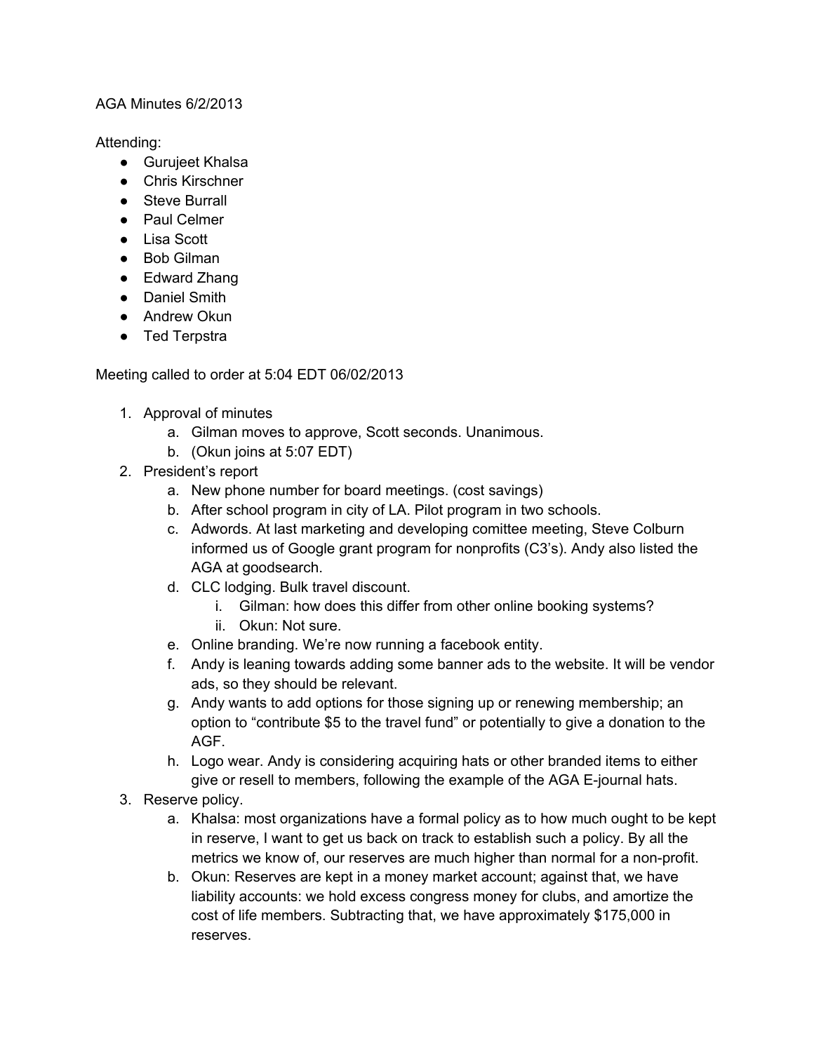AGA Minutes 6/2/2013

Attending:

- Gurujeet Khalsa
- Chris Kirschner
- Steve Burrall
- Paul Celmer
- Lisa Scott
- Bob Gilman
- Edward Zhang
- Daniel Smith
- Andrew Okun
- Ted Terpstra

Meeting called to order at 5:04 EDT 06/02/2013

1. Approval of minutes
    a. Gilman moves to approve, Scott seconds. Unanimous.
    b. (Okun joins at 5:07 EDT)
2. President's report
    a. New phone number for board meetings. (cost savings)
    b. After school program in city of LA. Pilot program in two schools.
    c. Adwords. At last marketing and developing comittee meeting, Steve Colburn informed us of Google grant program for nonprofits (C3's). Andy also listed the AGA at goodsearch.
    d. CLC lodging. Bulk travel discount.
        i. Gilman: how does this differ from other online booking systems?
        ii. Okun: Not sure.
    e. Online branding. We're now running a facebook entity.
    f. Andy is leaning towards adding some banner ads to the website. It will be vendor ads, so they should be relevant.
    g. Andy wants to add options for those signing up or renewing membership; an option to "contribute $5 to the travel fund" or potentially to give a donation to the AGF.
    h. Logo wear. Andy is considering acquiring hats or other branded items to either give or resell to members, following the example of the AGA E-journal hats.
3. Reserve policy.
    a. Khalsa: most organizations have a formal policy as to how much ought to be kept in reserve, I want to get us back on track to establish such a policy. By all the metrics we know of, our reserves are much higher than normal for a non-profit.
    b. Okun: Reserves are kept in a money market account; against that, we have liability accounts: we hold excess congress money for clubs, and amortize the cost of life members. Subtracting that, we have approximately $175,000 in reserves.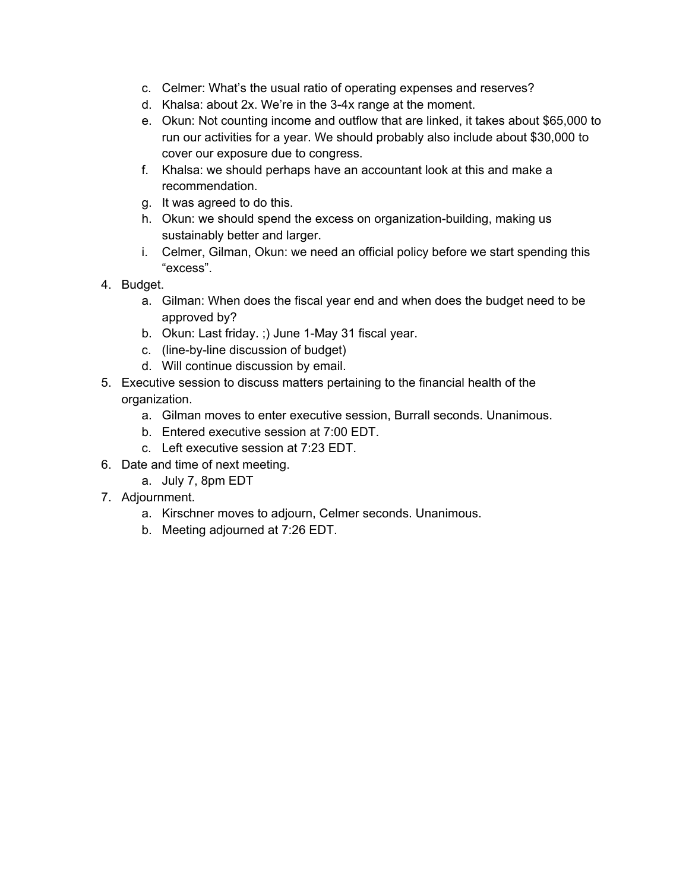c. Celmer: What's the usual ratio of operating expenses and reserves?
   d. Khalsa: about 2x. We're in the 3-4x range at the moment.
   e. Okun: Not counting income and outflow that are linked, it takes about $65,000 to run our activities for a year. We should probably also include about $30,000 to cover our exposure due to congress.
   f. Khalsa: we should perhaps have an accountant look at this and make a recommendation.
   g. It was agreed to do this.
   h. Okun: we should spend the excess on organization-building, making us sustainably better and larger.
   i. Celmer, Gilman, Okun: we need an official policy before we start spending this "excess".

4. Budget.
   a. Gilman: When does the fiscal year end and when does the budget need to be approved by?
   b. Okun: Last friday. ;) June 1-May 31 fiscal year.
   c. (line-by-line discussion of budget)
   d. Will continue discussion by email.
5. Executive session to discuss matters pertaining to the financial health of the organization.
   a. Gilman moves to enter executive session, Burrall seconds. Unanimous.
   b. Entered executive session at 7:00 EDT.
   c. Left executive session at 7:23 EDT.
6. Date and time of next meeting.
   a. July 7, 8pm EDT
7. Adjournment.
   a. Kirschner moves to adjourn, Celmer seconds. Unanimous.
   b. Meeting adjourned at 7:26 EDT.